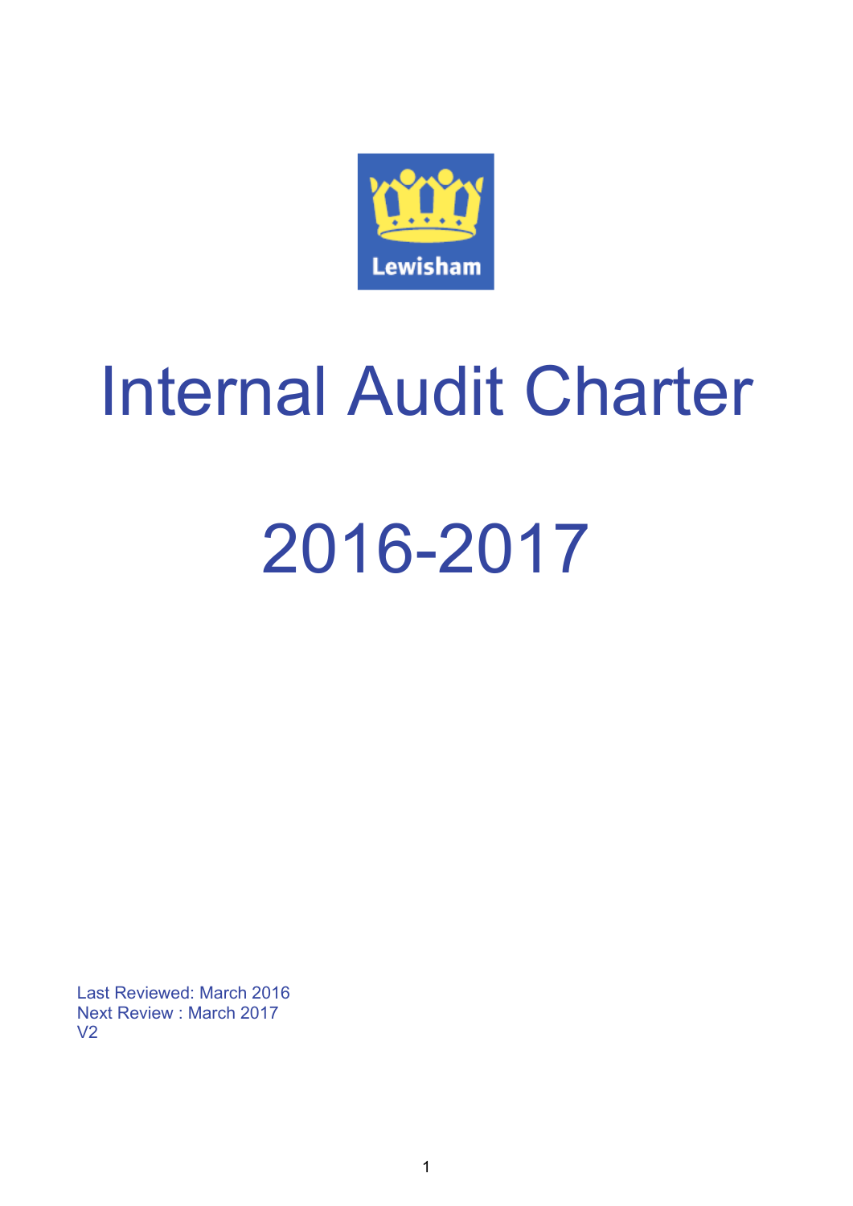Lewisham

# Internal Audit Charter

# 2016-2017

Last Reviewed: March 2016
Next Review : March 2017
V2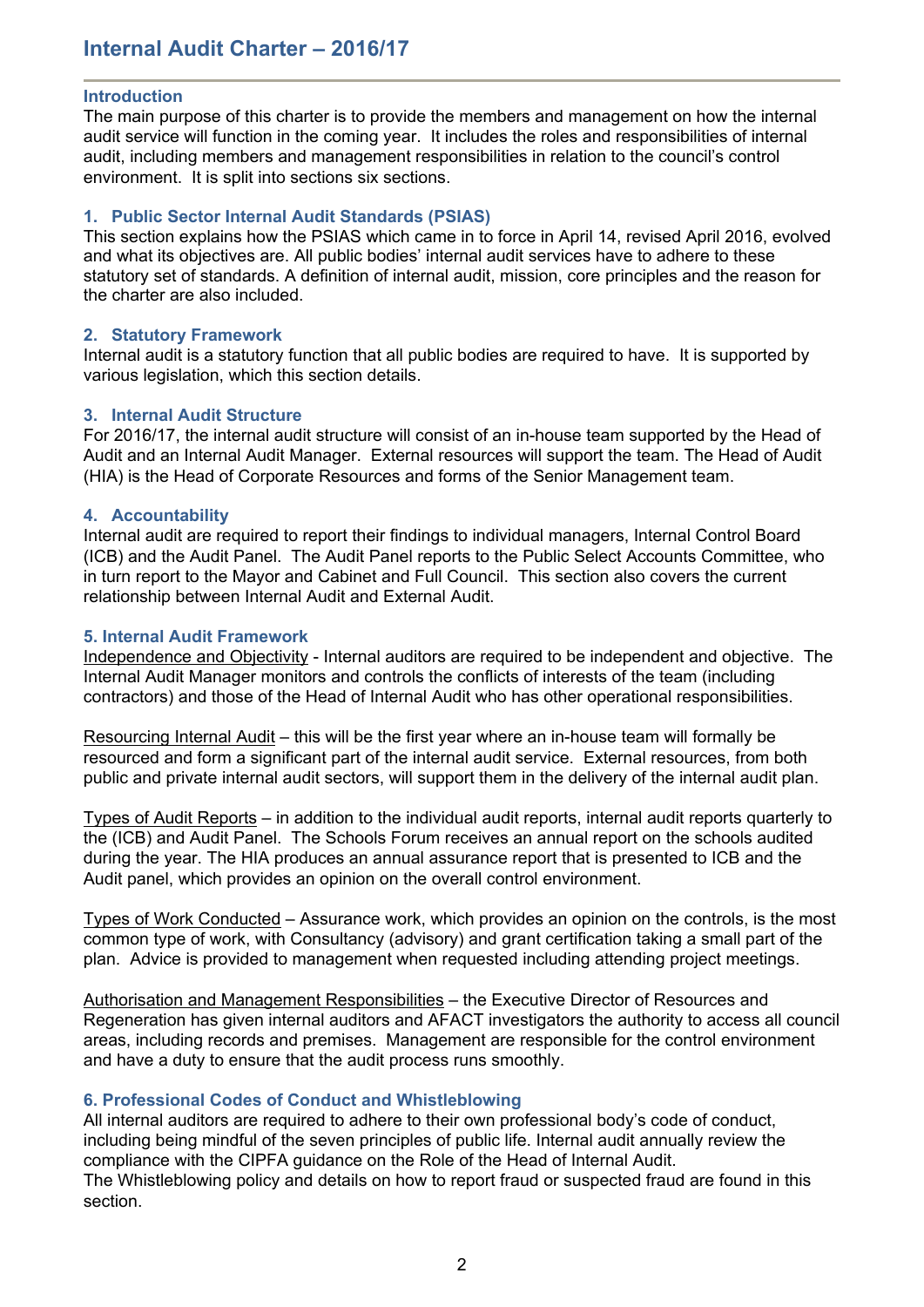# Internal Audit Charter – 2016/17

## Introduction

The main purpose of this charter is to provide the members and management on how the internal audit service will function in the coming year. It includes the roles and responsibilities of internal audit, including members and management responsibilities in relation to the council's control environment. It is split into sections six sections.

## 1. Public Sector Internal Audit Standards (PSIAS)

This section explains how the PSIAS which came in to force in April 14, revised April 2016, evolved and what its objectives are. All public bodies' internal audit services have to adhere to these statutory set of standards. A definition of internal audit, mission, core principles and the reason for the charter are also included.

## 2. Statutory Framework

Internal audit is a statutory function that all public bodies are required to have. It is supported by various legislation, which this section details.

## 3. Internal Audit Structure

For 2016/17, the internal audit structure will consist of an in-house team supported by the Head of Audit and an Internal Audit Manager. External resources will support the team. The Head of Audit (HIA) is the Head of Corporate Resources and forms of the Senior Management team.

## 4. Accountability

Internal audit are required to report their findings to individual managers, Internal Control Board (ICB) and the Audit Panel. The Audit Panel reports to the Public Select Accounts Committee, who in turn report to the Mayor and Cabinet and Full Council. This section also covers the current relationship between Internal Audit and External Audit.

## 5. Internal Audit Framework

Independence and Objectivity - Internal auditors are required to be independent and objective. The Internal Audit Manager monitors and controls the conflicts of interests of the team (including contractors) and those of the Head of Internal Audit who has other operational responsibilities.

Resourcing Internal Audit – this will be the first year where an in-house team will formally be resourced and form a significant part of the internal audit service. External resources, from both public and private internal audit sectors, will support them in the delivery of the internal audit plan.

Types of Audit Reports – in addition to the individual audit reports, internal audit reports quarterly to the (ICB) and Audit Panel. The Schools Forum receives an annual report on the schools audited during the year. The HIA produces an annual assurance report that is presented to ICB and the Audit panel, which provides an opinion on the overall control environment.

Types of Work Conducted – Assurance work, which provides an opinion on the controls, is the most common type of work, with Consultancy (advisory) and grant certification taking a small part of the plan. Advice is provided to management when requested including attending project meetings.

Authorisation and Management Responsibilities – the Executive Director of Resources and Regeneration has given internal auditors and AFACT investigators the authority to access all council areas, including records and premises. Management are responsible for the control environment and have a duty to ensure that the audit process runs smoothly.

## 6. Professional Codes of Conduct and Whistleblowing

All internal auditors are required to adhere to their own professional body's code of conduct, including being mindful of the seven principles of public life. Internal audit annually review the compliance with the CIPFA guidance on the Role of the Head of Internal Audit.

The Whistleblowing policy and details on how to report fraud or suspected fraud are found in this section.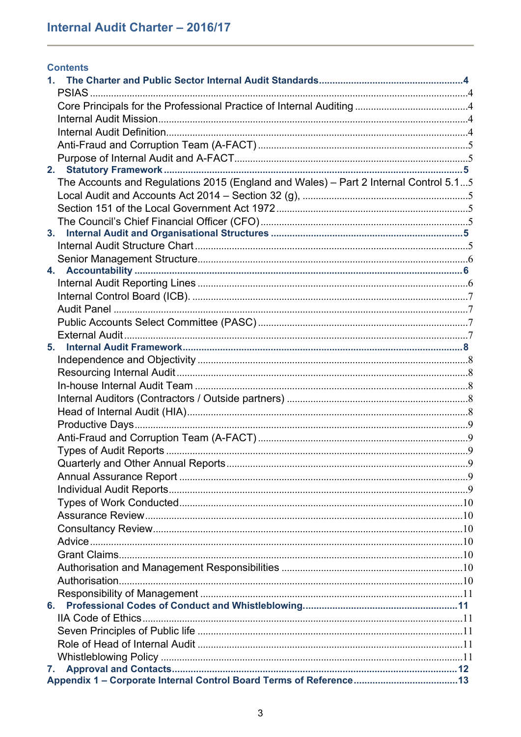## Contents

**1. The Charter and Public Sector Internal Audit Standards ..... 4**
- PSIAS ..... 4
- Core Principles for the Professional Practice of Internal Auditing ..... 4
- Internal Audit Mission ..... 4
- Internal Audit Definition ..... 4
- Anti-Fraud and Corruption Team (A-FACT) ..... 5
- Purpose of Internal Audit and A-FACT ..... 5

**2. Statutory Framework ..... 5**
- The Accounts and Regulations 2015 (England and Wales) – Part 2 Internal Control 5.1 ..... 5
- Local Audit and Accounts Act 2014 – Section 32 (g), ..... 5
- Section 151 of the Local Government Act 1972 ..... 5
- The Council's Chief Financial Officer (CFO) ..... 5

**3. Internal Audit and Organisational Structures ..... 5**
- Internal Audit Structure Chart ..... 5
- Senior Management Structure ..... 6

**4. Accountability ..... 6**
- Internal Audit Reporting Lines ..... 6
- Internal Control Board (ICB). ..... 7
- Audit Panel ..... 7
- Public Accounts Select Committee (PASC) ..... 7
- External Audit ..... 7

**5. Internal Audit Framework ..... 8**
- Independence and Objectivity ..... 8
- Resourcing Internal Audit ..... 8
- In-house Internal Audit Team ..... 8
- Internal Auditors (Contractors / Outside partners) ..... 8
- Head of Internal Audit (HIA) ..... 8
- Productive Days ..... 9
- Anti-Fraud and Corruption Team (A-FACT) ..... 9
- Types of Audit Reports ..... 9
- Quarterly and Other Annual Reports ..... 9
- Annual Assurance Report ..... 9
- Individual Audit Reports ..... 9
- Types of Work Conducted ..... 10
- Assurance Review ..... 10
- Consultancy Review ..... 10
- Advice ..... 10
- Grant Claims ..... 10
- Authorisation and Management Responsibilities ..... 10
- Authorisation ..... 10
- Responsibility of Management ..... 11

**6. Professional Codes of Conduct and Whistleblowing ..... 11**
- IIA Code of Ethics ..... 11
- Seven Principles of Public life ..... 11
- Role of Head of Internal Audit ..... 11
- Whistleblowing Policy ..... 11

**7. Approval and Contacts ..... 12**

**Appendix 1 – Corporate Internal Control Board Terms of Reference ..... 13**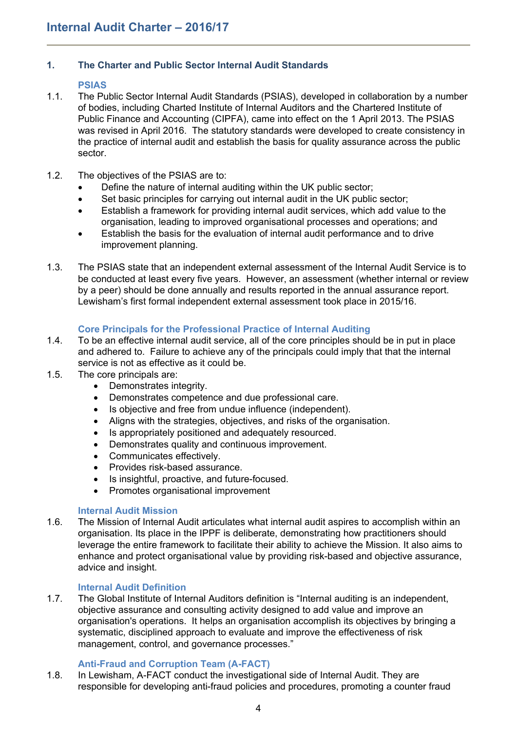# Internal Audit Charter – 2016/17

## 1. The Charter and Public Sector Internal Audit Standards

### PSIAS

1.1. The Public Sector Internal Audit Standards (PSIAS), developed in collaboration by a number of bodies, including Charted Institute of Internal Auditors and the Chartered Institute of Public Finance and Accounting (CIPFA), came into effect on the 1 April 2013. The PSIAS was revised in April 2016. The statutory standards were developed to create consistency in the practice of internal audit and establish the basis for quality assurance across the public sector.

1.2. The objectives of the PSIAS are to:

- Define the nature of internal auditing within the UK public sector;
- Set basic principles for carrying out internal audit in the UK public sector;
- Establish a framework for providing internal audit services, which add value to the organisation, leading to improved organisational processes and operations; and
- Establish the basis for the evaluation of internal audit performance and to drive improvement planning.

1.3. The PSIAS state that an independent external assessment of the Internal Audit Service is to be conducted at least every five years. However, an assessment (whether internal or review by a peer) should be done annually and results reported in the annual assurance report. Lewisham's first formal independent external assessment took place in 2015/16.

### Core Principals for the Professional Practice of Internal Auditing

1.4. To be an effective internal audit service, all of the core principles should be in put in place and adhered to. Failure to achieve any of the principals could imply that that the internal service is not as effective as it could be.

1.5. The core principals are:

- Demonstrates integrity.
- Demonstrates competence and due professional care.
- Is objective and free from undue influence (independent).
- Aligns with the strategies, objectives, and risks of the organisation.
- Is appropriately positioned and adequately resourced.
- Demonstrates quality and continuous improvement.
- Communicates effectively.
- Provides risk-based assurance.
- Is insightful, proactive, and future-focused.
- Promotes organisational improvement

### Internal Audit Mission

1.6. The Mission of Internal Audit articulates what internal audit aspires to accomplish within an organisation. Its place in the IPPF is deliberate, demonstrating how practitioners should leverage the entire framework to facilitate their ability to achieve the Mission. It also aims to enhance and protect organisational value by providing risk-based and objective assurance, advice and insight.

### Internal Audit Definition

1.7. The Global Institute of Internal Auditors definition is "Internal auditing is an independent, objective assurance and consulting activity designed to add value and improve an organisation's operations. It helps an organisation accomplish its objectives by bringing a systematic, disciplined approach to evaluate and improve the effectiveness of risk management, control, and governance processes."

### Anti-Fraud and Corruption Team (A-FACT)

1.8. In Lewisham, A-FACT conduct the investigational side of Internal Audit. They are responsible for developing anti-fraud policies and procedures, promoting a counter fraud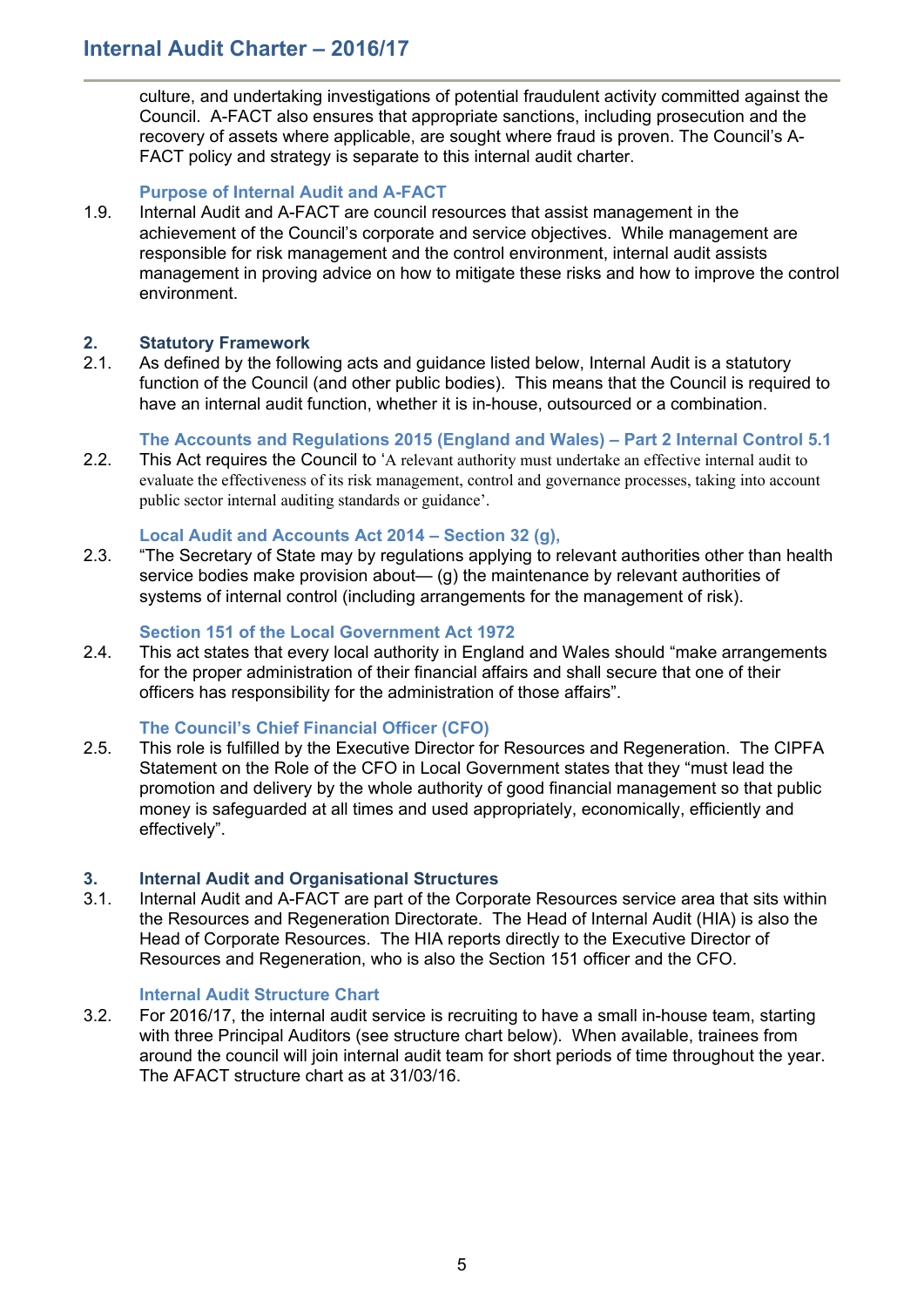culture, and undertaking investigations of potential fraudulent activity committed against the Council. A-FACT also ensures that appropriate sanctions, including prosecution and the recovery of assets where applicable, are sought where fraud is proven. The Council's A-FACT policy and strategy is separate to this internal audit charter.

#### Purpose of Internal Audit and A-FACT

1.9. Internal Audit and A-FACT are council resources that assist management in the achievement of the Council's corporate and service objectives. While management are responsible for risk management and the control environment, internal audit assists management in proving advice on how to mitigate these risks and how to improve the control environment.

## 2. Statutory Framework

2.1. As defined by the following acts and guidance listed below, Internal Audit is a statutory function of the Council (and other public bodies). This means that the Council is required to have an internal audit function, whether it is in-house, outsourced or a combination.

#### The Accounts and Regulations 2015 (England and Wales) – Part 2 Internal Control 5.1

2.2. This Act requires the Council to 'A relevant authority must undertake an effective internal audit to evaluate the effectiveness of its risk management, control and governance processes, taking into account public sector internal auditing standards or guidance'.

#### Local Audit and Accounts Act 2014 – Section 32 (g),

2.3. "The Secretary of State may by regulations applying to relevant authorities other than health service bodies make provision about— (g) the maintenance by relevant authorities of systems of internal control (including arrangements for the management of risk).

#### Section 151 of the Local Government Act 1972

2.4. This act states that every local authority in England and Wales should "make arrangements for the proper administration of their financial affairs and shall secure that one of their officers has responsibility for the administration of those affairs".

#### The Council's Chief Financial Officer (CFO)

2.5. This role is fulfilled by the Executive Director for Resources and Regeneration. The CIPFA Statement on the Role of the CFO in Local Government states that they "must lead the promotion and delivery by the whole authority of good financial management so that public money is safeguarded at all times and used appropriately, economically, efficiently and effectively".

## 3. Internal Audit and Organisational Structures

3.1. Internal Audit and A-FACT are part of the Corporate Resources service area that sits within the Resources and Regeneration Directorate. The Head of Internal Audit (HIA) is also the Head of Corporate Resources. The HIA reports directly to the Executive Director of Resources and Regeneration, who is also the Section 151 officer and the CFO.

#### Internal Audit Structure Chart

3.2. For 2016/17, the internal audit service is recruiting to have a small in-house team, starting with three Principal Auditors (see structure chart below). When available, trainees from around the council will join internal audit team for short periods of time throughout the year. The AFACT structure chart as at 31/03/16.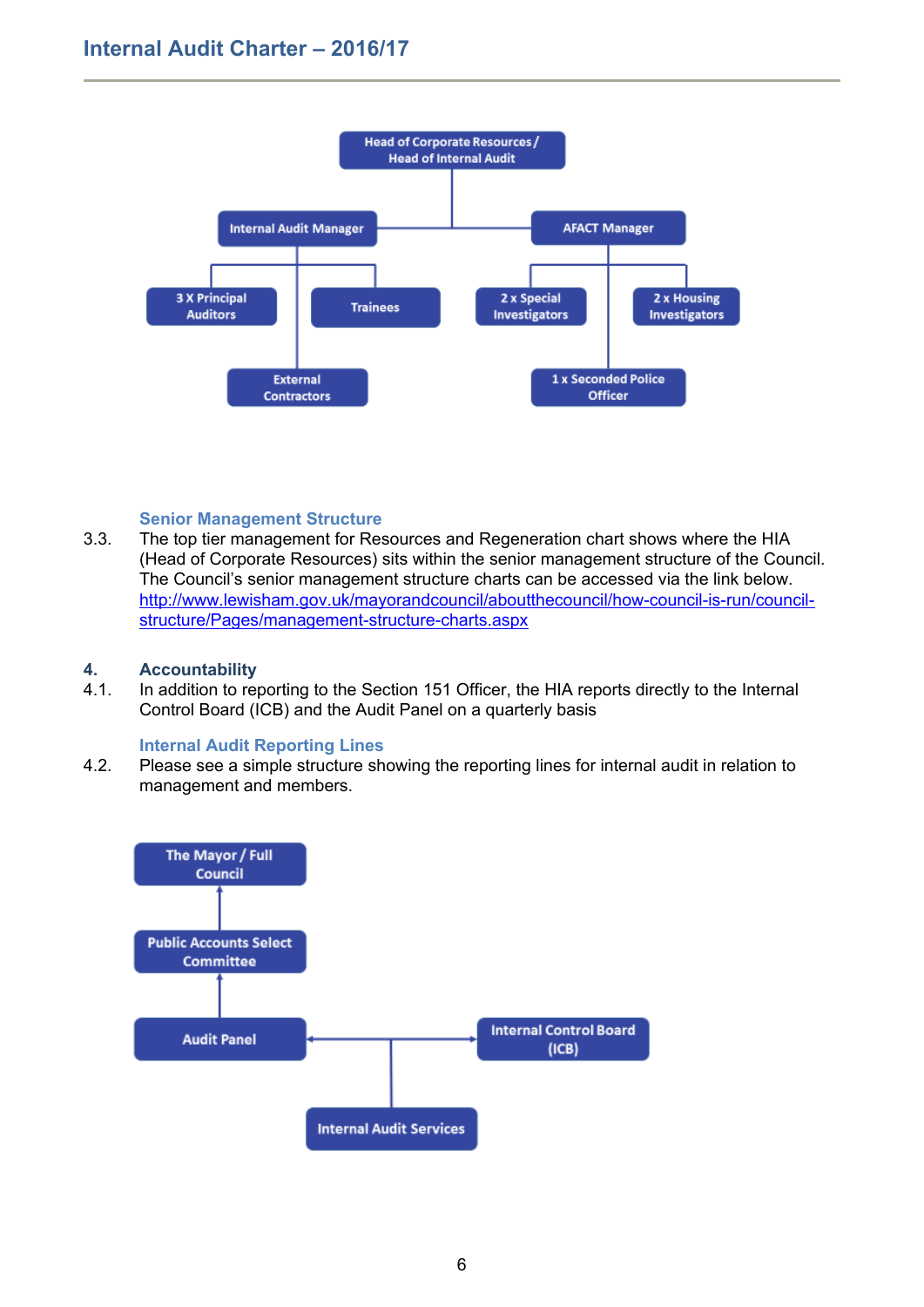- Head of Corporate Resources / Head of Internal Audit
  - Internal Audit Manager
    - 3 X Principal Auditors
    - Trainees
    - External Contractors
  - AFACT Manager
    - 2 x Special Investigators
    - 2 x Housing Investigators
    - 1 x Seconded Police Officer

### Senior Management Structure

3.3. The top tier management for Resources and Regeneration chart shows where the HIA (Head of Corporate Resources) sits within the senior management structure of the Council. The Council's senior management structure charts can be accessed via the link below.
[http://www.lewisham.gov.uk/mayorandcouncil/aboutthecouncil/how-council-is-run/council-structure/Pages/management-structure-charts.aspx](http://www.lewisham.gov.uk/mayorandcouncil/aboutthecouncil/how-council-is-run/council-structure/Pages/management-structure-charts.aspx)

## 4. Accountability

4.1. In addition to reporting to the Section 151 Officer, the HIA reports directly to the Internal Control Board (ICB) and the Audit Panel on a quarterly basis

### Internal Audit Reporting Lines

4.2. Please see a simple structure showing the reporting lines for internal audit in relation to management and members.

- The Mayor / Full Council
  - Public Accounts Select Committee
    - Audit Panel
      - Internal Audit Services
    - Internal Control Board (ICB)
      - Internal Audit Services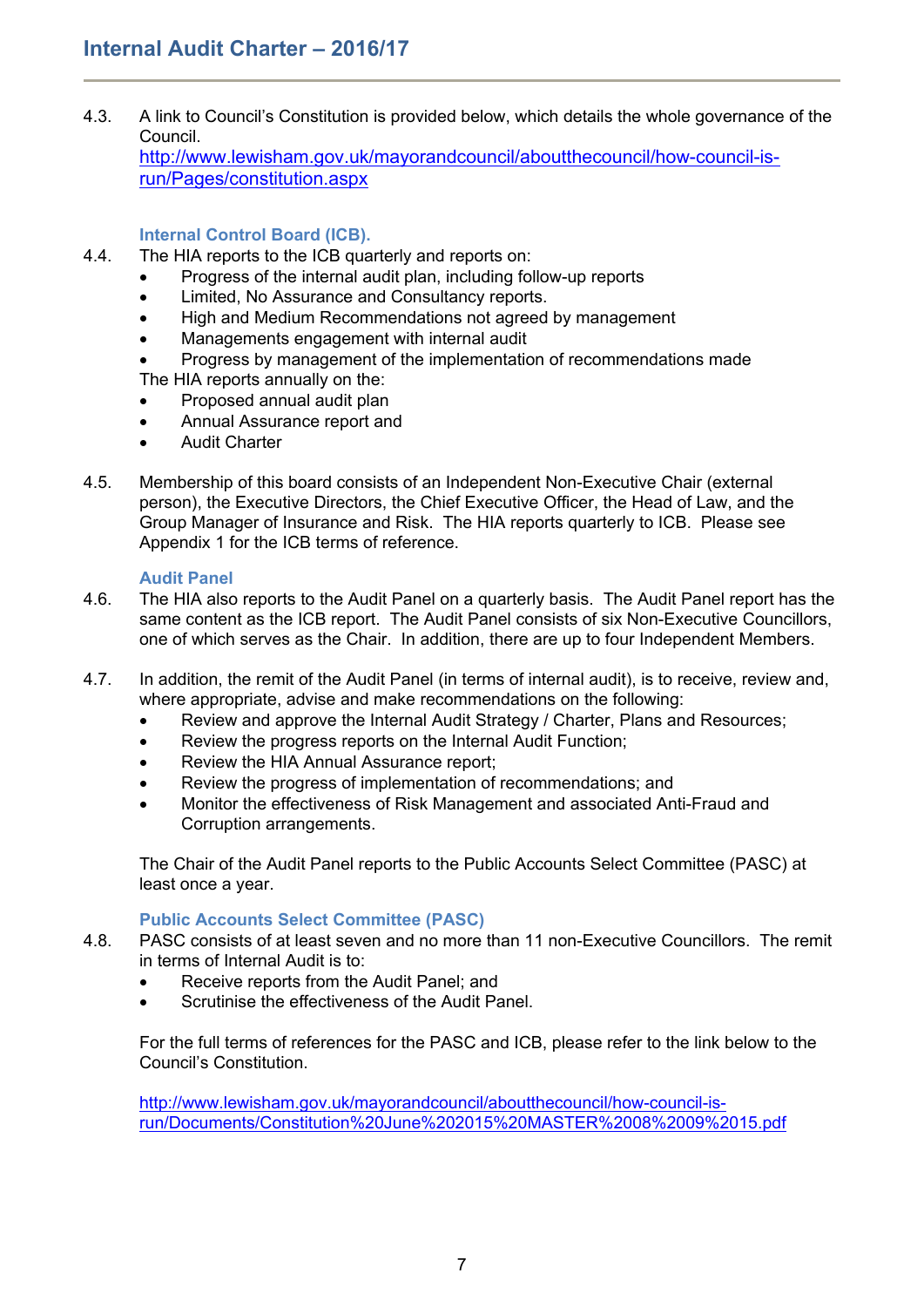4.3. A link to Council's Constitution is provided below, which details the whole governance of the Council.
[http://www.lewisham.gov.uk/mayorandcouncil/aboutthecouncil/how-council-is-run/Pages/constitution.aspx](http://www.lewisham.gov.uk/mayorandcouncil/aboutthecouncil/how-council-is-run/Pages/constitution.aspx)

### Internal Control Board (ICB).

4.4. The HIA reports to the ICB quarterly and reports on:

- Progress of the internal audit plan, including follow-up reports
- Limited, No Assurance and Consultancy reports.
- High and Medium Recommendations not agreed by management
- Managements engagement with internal audit
- Progress by management of the implementation of recommendations made

The HIA reports annually on the:

- Proposed annual audit plan
- Annual Assurance report and
- Audit Charter

4.5. Membership of this board consists of an Independent Non-Executive Chair (external person), the Executive Directors, the Chief Executive Officer, the Head of Law, and the Group Manager of Insurance and Risk. The HIA reports quarterly to ICB. Please see Appendix 1 for the ICB terms of reference.

### Audit Panel

4.6. The HIA also reports to the Audit Panel on a quarterly basis. The Audit Panel report has the same content as the ICB report. The Audit Panel consists of six Non-Executive Councillors, one of which serves as the Chair. In addition, there are up to four Independent Members.

4.7. In addition, the remit of the Audit Panel (in terms of internal audit), is to receive, review and, where appropriate, advise and make recommendations on the following:

- Review and approve the Internal Audit Strategy / Charter, Plans and Resources;
- Review the progress reports on the Internal Audit Function;
- Review the HIA Annual Assurance report;
- Review the progress of implementation of recommendations; and
- Monitor the effectiveness of Risk Management and associated Anti-Fraud and Corruption arrangements.

The Chair of the Audit Panel reports to the Public Accounts Select Committee (PASC) at least once a year.

### Public Accounts Select Committee (PASC)

4.8. PASC consists of at least seven and no more than 11 non-Executive Councillors. The remit in terms of Internal Audit is to:

- Receive reports from the Audit Panel; and
- Scrutinise the effectiveness of the Audit Panel.

For the full terms of references for the PASC and ICB, please refer to the link below to the Council's Constitution.

[http://www.lewisham.gov.uk/mayorandcouncil/aboutthecouncil/how-council-is-run/Documents/Constitution%20June%202015%20MASTER%2008%2009%2015.pdf](http://www.lewisham.gov.uk/mayorandcouncil/aboutthecouncil/how-council-is-run/Documents/Constitution%20June%202015%20MASTER%2008%2009%2015.pdf)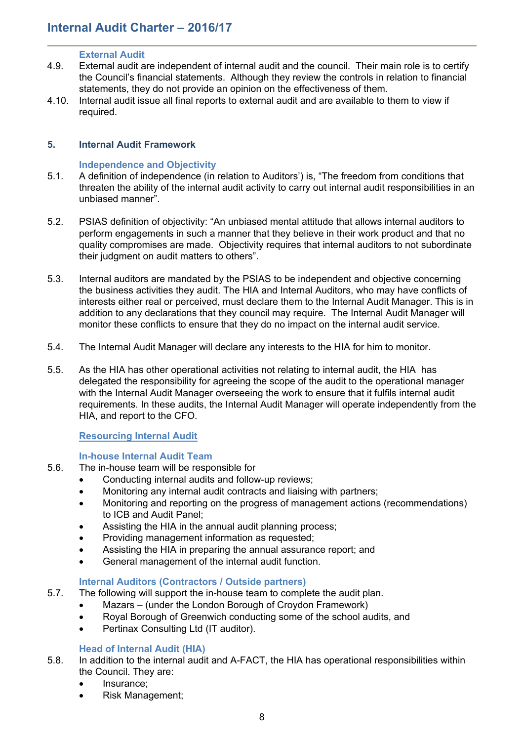#### External Audit

4.9. External audit are independent of internal audit and the council. Their main role is to certify the Council's financial statements. Although they review the controls in relation to financial statements, they do not provide an opinion on the effectiveness of them.

4.10. Internal audit issue all final reports to external audit and are available to them to view if required.

### 5. Internal Audit Framework

#### Independence and Objectivity

5.1. A definition of independence (in relation to Auditors') is, "The freedom from conditions that threaten the ability of the internal audit activity to carry out internal audit responsibilities in an unbiased manner".

5.2. PSIAS definition of objectivity: "An unbiased mental attitude that allows internal auditors to perform engagements in such a manner that they believe in their work product and that no quality compromises are made. Objectivity requires that internal auditors to not subordinate their judgment on audit matters to others".

5.3. Internal auditors are mandated by the PSIAS to be independent and objective concerning the business activities they audit. The HIA and Internal Auditors, who may have conflicts of interests either real or perceived, must declare them to the Internal Audit Manager. This is in addition to any declarations that they council may require. The Internal Audit Manager will monitor these conflicts to ensure that they do no impact on the internal audit service.

5.4. The Internal Audit Manager will declare any interests to the HIA for him to monitor.

5.5. As the HIA has other operational activities not relating to internal audit, the HIA has delegated the responsibility for agreeing the scope of the audit to the operational manager with the Internal Audit Manager overseeing the work to ensure that it fulfils internal audit requirements. In these audits, the Internal Audit Manager will operate independently from the HIA, and report to the CFO.

#### Resourcing Internal Audit

#### In-house Internal Audit Team

5.6. The in-house team will be responsible for
- Conducting internal audits and follow-up reviews;
- Monitoring any internal audit contracts and liaising with partners;
- Monitoring and reporting on the progress of management actions (recommendations) to ICB and Audit Panel;
- Assisting the HIA in the annual audit planning process;
- Providing management information as requested;
- Assisting the HIA in preparing the annual assurance report; and
- General management of the internal audit function.

#### Internal Auditors (Contractors / Outside partners)

5.7. The following will support the in-house team to complete the audit plan.
- Mazars – (under the London Borough of Croydon Framework)
- Royal Borough of Greenwich conducting some of the school audits, and
- Pertinax Consulting Ltd (IT auditor).

#### Head of Internal Audit (HIA)

5.8. In addition to the internal audit and A-FACT, the HIA has operational responsibilities within the Council. They are:
- Insurance;
- Risk Management;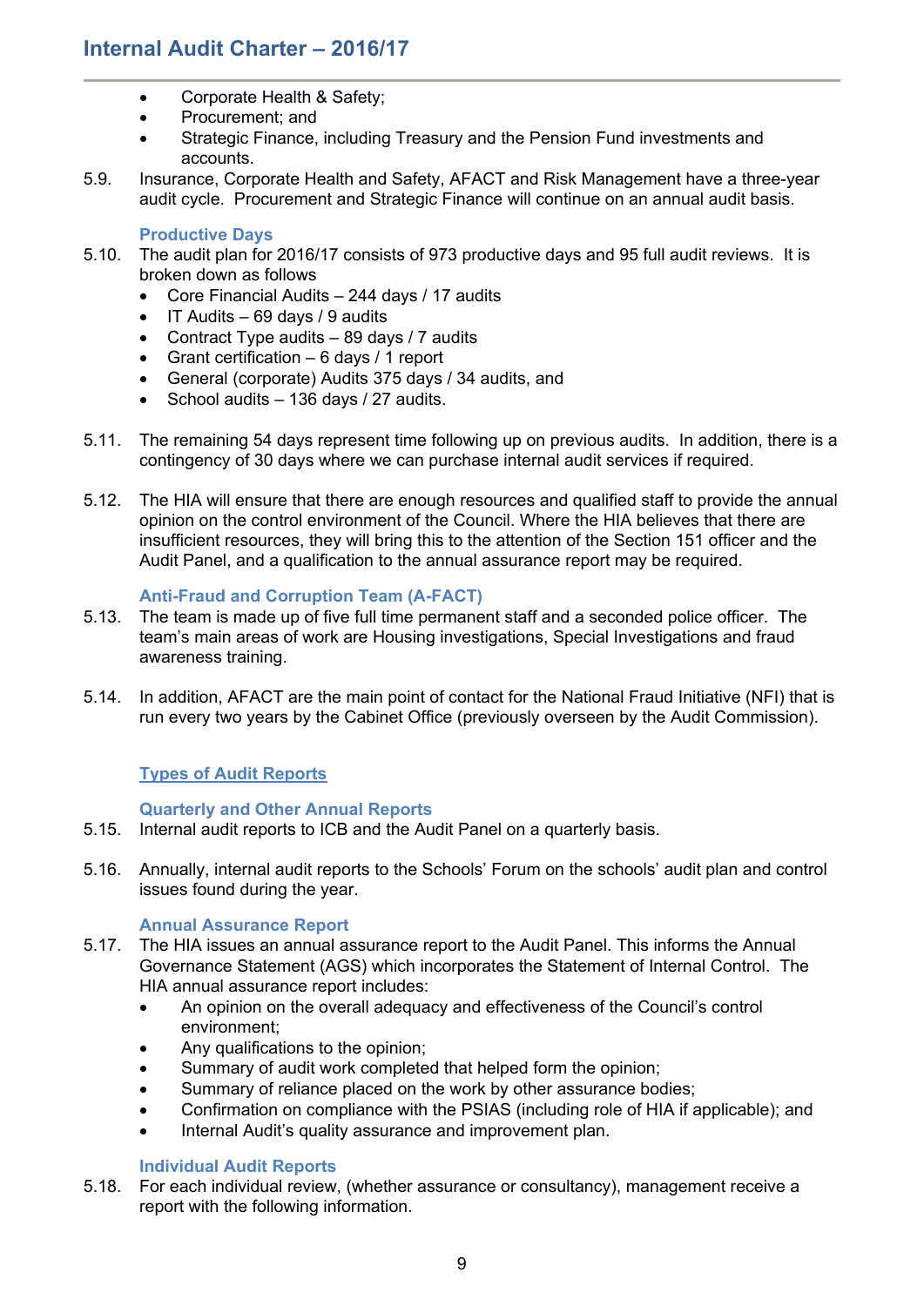- Corporate Health & Safety;
- Procurement; and
- Strategic Finance, including Treasury and the Pension Fund investments and accounts.

5.9. Insurance, Corporate Health and Safety, AFACT and Risk Management have a three-year audit cycle. Procurement and Strategic Finance will continue on an annual audit basis.

### Productive Days

5.10. The audit plan for 2016/17 consists of 973 productive days and 95 full audit reviews. It is broken down as follows

- Core Financial Audits – 244 days / 17 audits
- IT Audits – 69 days / 9 audits
- Contract Type audits – 89 days / 7 audits
- Grant certification – 6 days / 1 report
- General (corporate) Audits 375 days / 34 audits, and
- School audits – 136 days / 27 audits.

5.11. The remaining 54 days represent time following up on previous audits. In addition, there is a contingency of 30 days where we can purchase internal audit services if required.

5.12. The HIA will ensure that there are enough resources and qualified staff to provide the annual opinion on the control environment of the Council. Where the HIA believes that there are insufficient resources, they will bring this to the attention of the Section 151 officer and the Audit Panel, and a qualification to the annual assurance report may be required.

### Anti-Fraud and Corruption Team (A-FACT)

5.13. The team is made up of five full time permanent staff and a seconded police officer. The team's main areas of work are Housing investigations, Special Investigations and fraud awareness training.

5.14. In addition, AFACT are the main point of contact for the National Fraud Initiative (NFI) that is run every two years by the Cabinet Office (previously overseen by the Audit Commission).

## Types of Audit Reports

### Quarterly and Other Annual Reports

5.15. Internal audit reports to ICB and the Audit Panel on a quarterly basis.

5.16. Annually, internal audit reports to the Schools' Forum on the schools' audit plan and control issues found during the year.

### Annual Assurance Report

5.17. The HIA issues an annual assurance report to the Audit Panel. This informs the Annual Governance Statement (AGS) which incorporates the Statement of Internal Control. The HIA annual assurance report includes:

- An opinion on the overall adequacy and effectiveness of the Council's control environment;
- Any qualifications to the opinion;
- Summary of audit work completed that helped form the opinion;
- Summary of reliance placed on the work by other assurance bodies;
- Confirmation on compliance with the PSIAS (including role of HIA if applicable); and
- Internal Audit's quality assurance and improvement plan.

### Individual Audit Reports

5.18. For each individual review, (whether assurance or consultancy), management receive a report with the following information.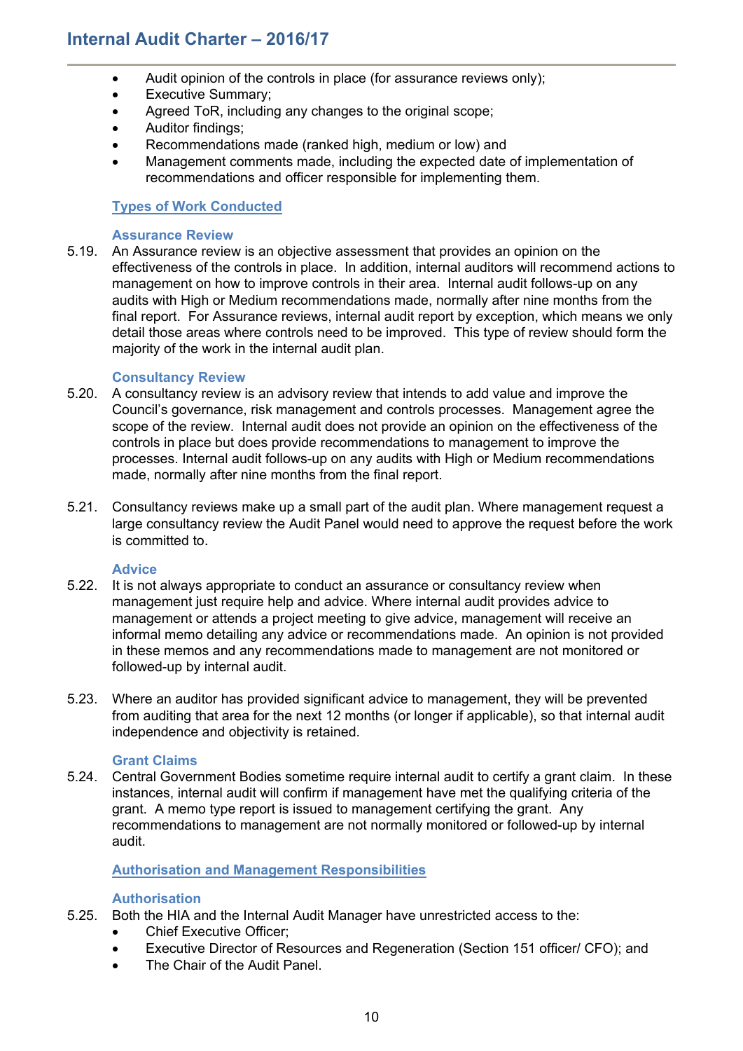- Audit opinion of the controls in place (for assurance reviews only);
- Executive Summary;
- Agreed ToR, including any changes to the original scope;
- Auditor findings;
- Recommendations made (ranked high, medium or low) and
- Management comments made, including the expected date of implementation of recommendations and officer responsible for implementing them.

## Types of Work Conducted

### Assurance Review

5.19. An Assurance review is an objective assessment that provides an opinion on the effectiveness of the controls in place. In addition, internal auditors will recommend actions to management on how to improve controls in their area. Internal audit follows-up on any audits with High or Medium recommendations made, normally after nine months from the final report. For Assurance reviews, internal audit report by exception, which means we only detail those areas where controls need to be improved. This type of review should form the majority of the work in the internal audit plan.

### Consultancy Review

5.20. A consultancy review is an advisory review that intends to add value and improve the Council's governance, risk management and controls processes. Management agree the scope of the review. Internal audit does not provide an opinion on the effectiveness of the controls in place but does provide recommendations to management to improve the processes. Internal audit follows-up on any audits with High or Medium recommendations made, normally after nine months from the final report.

5.21. Consultancy reviews make up a small part of the audit plan. Where management request a large consultancy review the Audit Panel would need to approve the request before the work is committed to.

### Advice

5.22. It is not always appropriate to conduct an assurance or consultancy review when management just require help and advice. Where internal audit provides advice to management or attends a project meeting to give advice, management will receive an informal memo detailing any advice or recommendations made. An opinion is not provided in these memos and any recommendations made to management are not monitored or followed-up by internal audit.

5.23. Where an auditor has provided significant advice to management, they will be prevented from auditing that area for the next 12 months (or longer if applicable), so that internal audit independence and objectivity is retained.

### Grant Claims

5.24. Central Government Bodies sometime require internal audit to certify a grant claim. In these instances, internal audit will confirm if management have met the qualifying criteria of the grant. A memo type report is issued to management certifying the grant. Any recommendations to management are not normally monitored or followed-up by internal audit.

## Authorisation and Management Responsibilities

### Authorisation

5.25. Both the HIA and the Internal Audit Manager have unrestricted access to the:

- Chief Executive Officer;
- Executive Director of Resources and Regeneration (Section 151 officer/ CFO); and
- The Chair of the Audit Panel.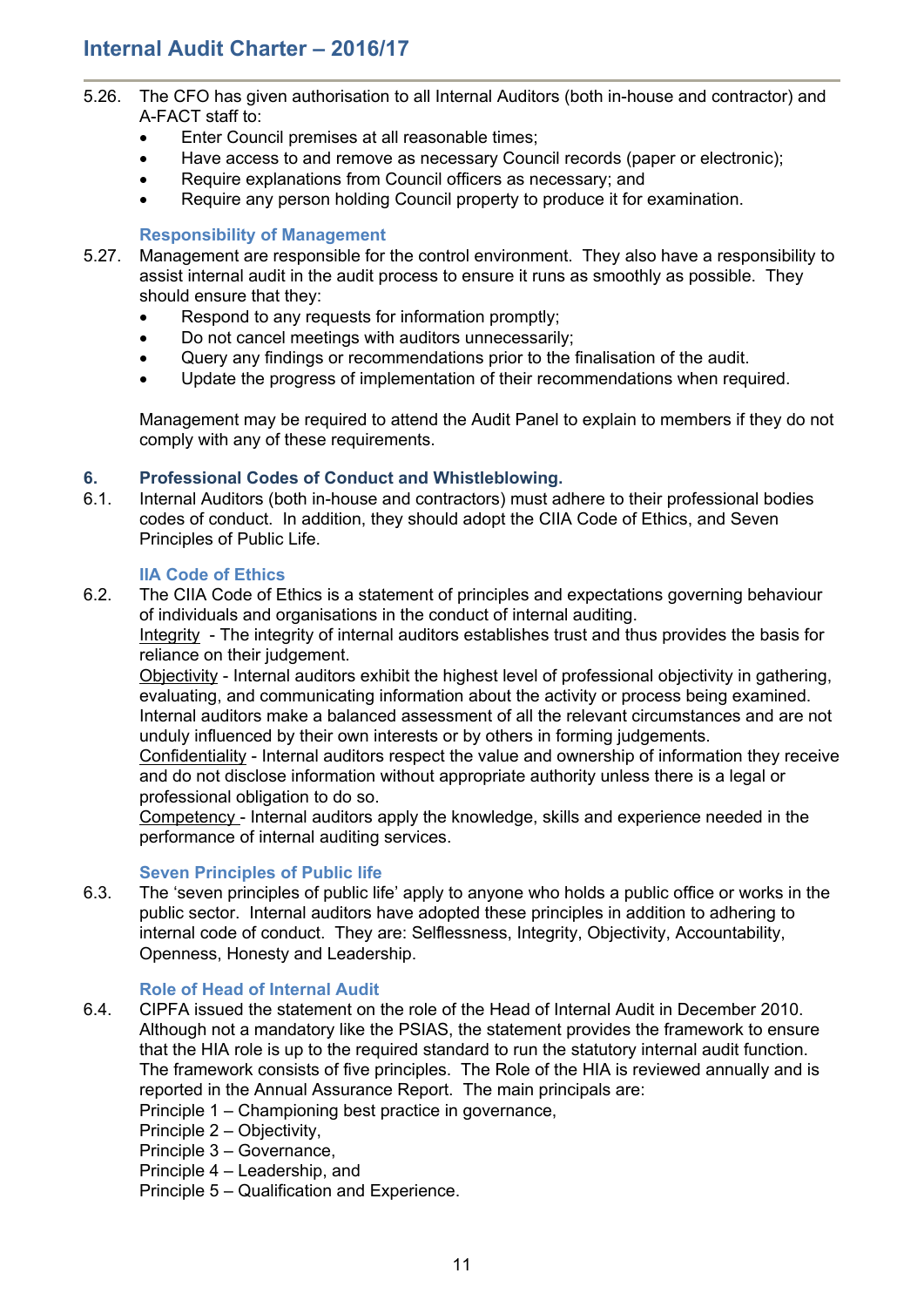5.26. The CFO has given authorisation to all Internal Auditors (both in-house and contractor) and A-FACT staff to:

- Enter Council premises at all reasonable times;
- Have access to and remove as necessary Council records (paper or electronic);
- Require explanations from Council officers as necessary; and
- Require any person holding Council property to produce it for examination.

### Responsibility of Management

5.27. Management are responsible for the control environment. They also have a responsibility to assist internal audit in the audit process to ensure it runs as smoothly as possible. They should ensure that they:

- Respond to any requests for information promptly;
- Do not cancel meetings with auditors unnecessarily;
- Query any findings or recommendations prior to the finalisation of the audit.
- Update the progress of implementation of their recommendations when required.

Management may be required to attend the Audit Panel to explain to members if they do not comply with any of these requirements.

## 6. Professional Codes of Conduct and Whistleblowing.

6.1. Internal Auditors (both in-house and contractors) must adhere to their professional bodies codes of conduct. In addition, they should adopt the CIIA Code of Ethics, and Seven Principles of Public Life.

### IIA Code of Ethics

6.2. The CIIA Code of Ethics is a statement of principles and expectations governing behaviour of individuals and organisations in the conduct of internal auditing.

Integrity - The integrity of internal auditors establishes trust and thus provides the basis for reliance on their judgement.

Objectivity - Internal auditors exhibit the highest level of professional objectivity in gathering, evaluating, and communicating information about the activity or process being examined. Internal auditors make a balanced assessment of all the relevant circumstances and are not unduly influenced by their own interests or by others in forming judgements.

Confidentiality - Internal auditors respect the value and ownership of information they receive and do not disclose information without appropriate authority unless there is a legal or professional obligation to do so.

Competency - Internal auditors apply the knowledge, skills and experience needed in the performance of internal auditing services.

### Seven Principles of Public life

6.3. The 'seven principles of public life' apply to anyone who holds a public office or works in the public sector. Internal auditors have adopted these principles in addition to adhering to internal code of conduct. They are: Selflessness, Integrity, Objectivity, Accountability, Openness, Honesty and Leadership.

### Role of Head of Internal Audit

6.4. CIPFA issued the statement on the role of the Head of Internal Audit in December 2010. Although not a mandatory like the PSIAS, the statement provides the framework to ensure that the HIA role is up to the required standard to run the statutory internal audit function. The framework consists of five principles. The Role of the HIA is reviewed annually and is reported in the Annual Assurance Report. The main principals are:

Principle 1 – Championing best practice in governance,
Principle 2 – Objectivity,
Principle 3 – Governance,
Principle 4 – Leadership, and
Principle 5 – Qualification and Experience.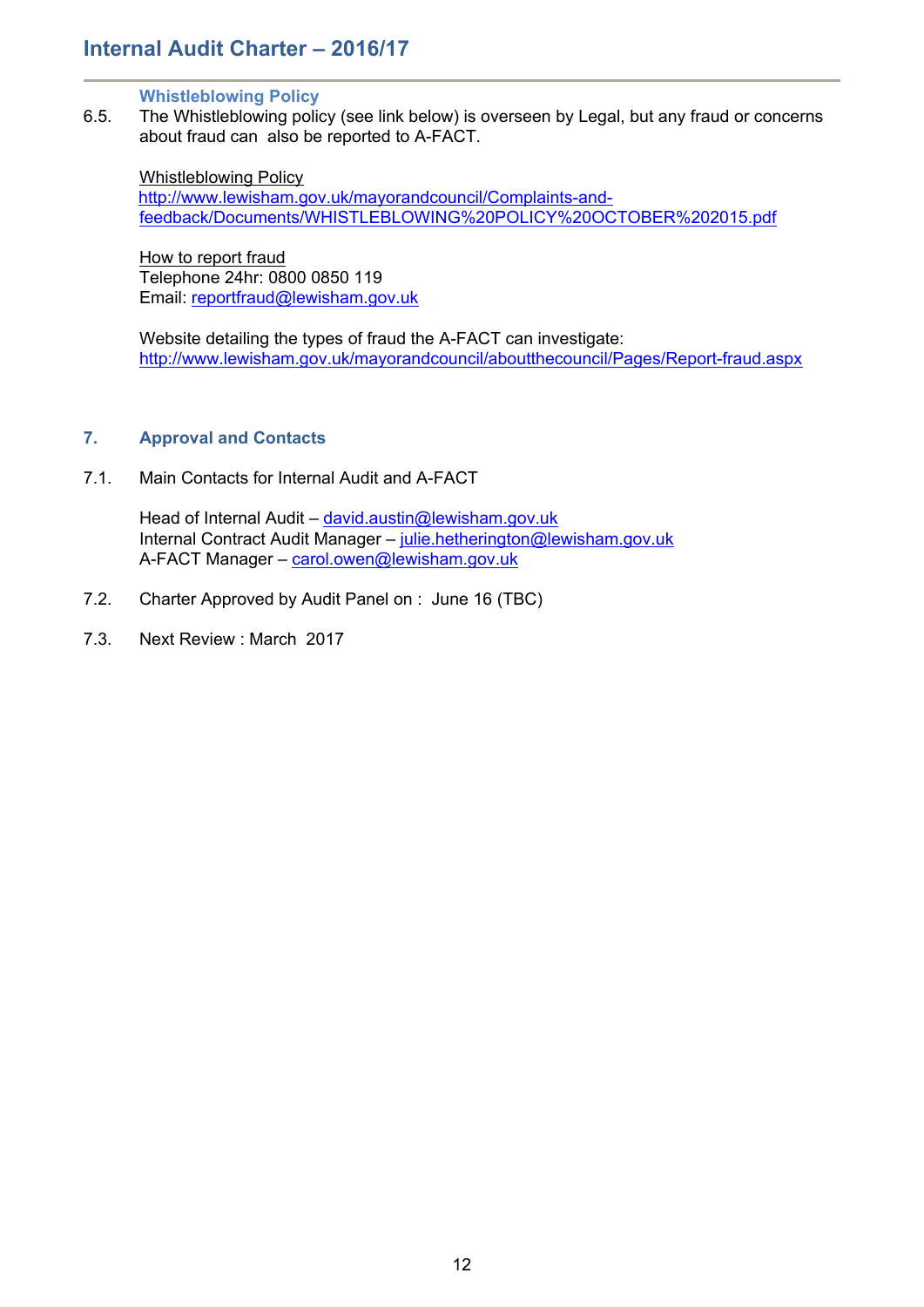### Whistleblowing Policy

6.5. The Whistleblowing policy (see link below) is overseen by Legal, but any fraud or concerns about fraud can also be reported to A-FACT.

Whistleblowing Policy
http://www.lewisham.gov.uk/mayorandcouncil/Complaints-and-feedback/Documents/WHISTLEBLOWING%20POLICY%20OCTOBER%202015.pdf

How to report fraud
Telephone 24hr: 0800 0850 119
Email: reportfraud@lewisham.gov.uk

Website detailing the types of fraud the A-FACT can investigate:
http://www.lewisham.gov.uk/mayorandcouncil/aboutthecouncil/Pages/Report-fraud.aspx

## 7. Approval and Contacts

7.1. Main Contacts for Internal Audit and A-FACT

Head of Internal Audit – david.austin@lewisham.gov.uk
Internal Contract Audit Manager – julie.hetherington@lewisham.gov.uk
A-FACT Manager – carol.owen@lewisham.gov.uk

7.2. Charter Approved by Audit Panel on : June 16 (TBC)

7.3. Next Review : March 2017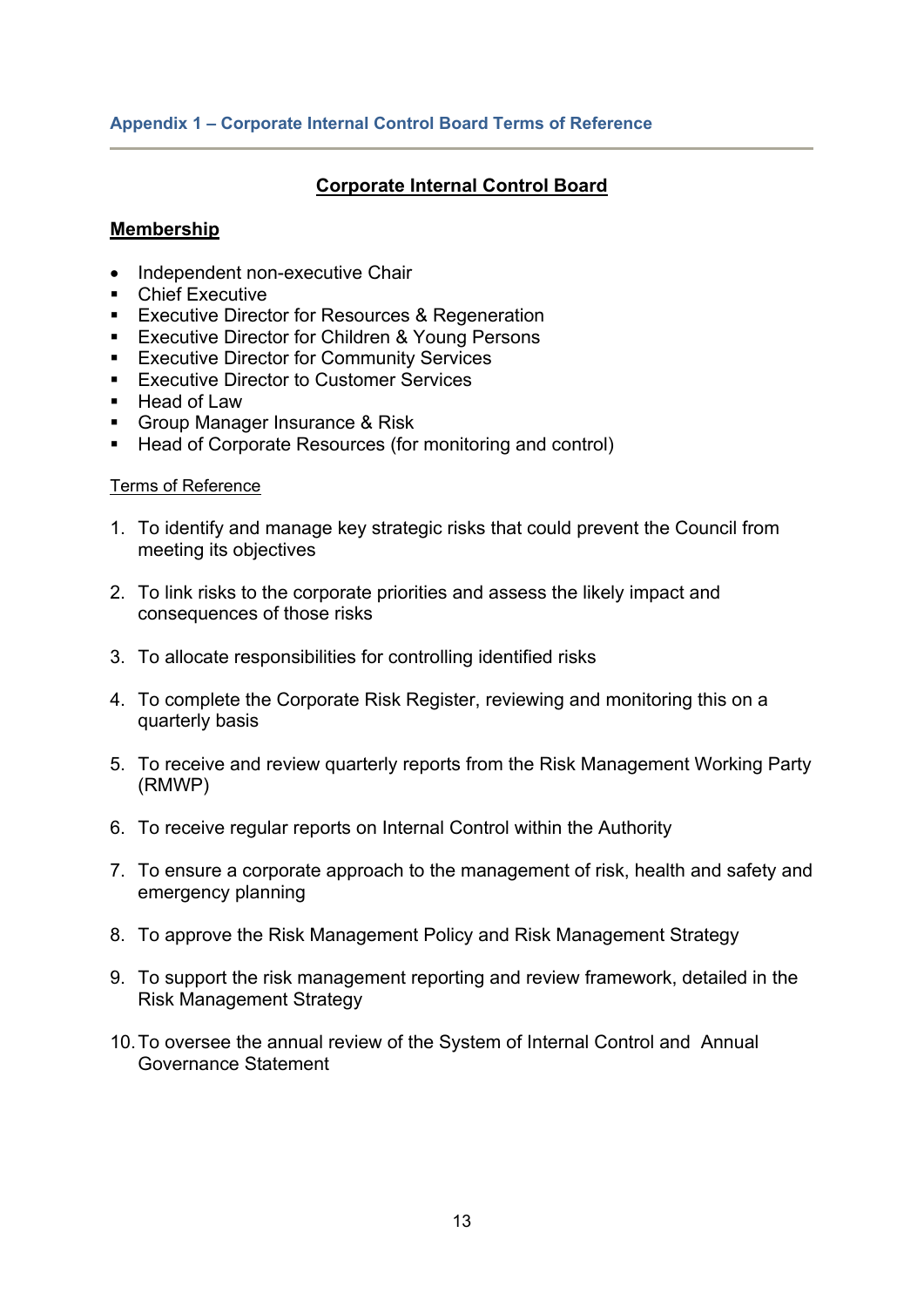**Appendix 1 – Corporate Internal Control Board Terms of Reference**

## Corporate Internal Control Board

### Membership

- Independent non-executive Chair
- Chief Executive
- Executive Director for Resources & Regeneration
- Executive Director for Children & Young Persons
- Executive Director for Community Services
- Executive Director to Customer Services
- Head of Law
- Group Manager Insurance & Risk
- Head of Corporate Resources (for monitoring and control)

Terms of Reference

1. To identify and manage key strategic risks that could prevent the Council from meeting its objectives
2. To link risks to the corporate priorities and assess the likely impact and consequences of those risks
3. To allocate responsibilities for controlling identified risks
4. To complete the Corporate Risk Register, reviewing and monitoring this on a quarterly basis
5. To receive and review quarterly reports from the Risk Management Working Party (RMWP)
6. To receive regular reports on Internal Control within the Authority
7. To ensure a corporate approach to the management of risk, health and safety and emergency planning
8. To approve the Risk Management Policy and Risk Management Strategy
9. To support the risk management reporting and review framework, detailed in the Risk Management Strategy
10. To oversee the annual review of the System of Internal Control and Annual Governance Statement